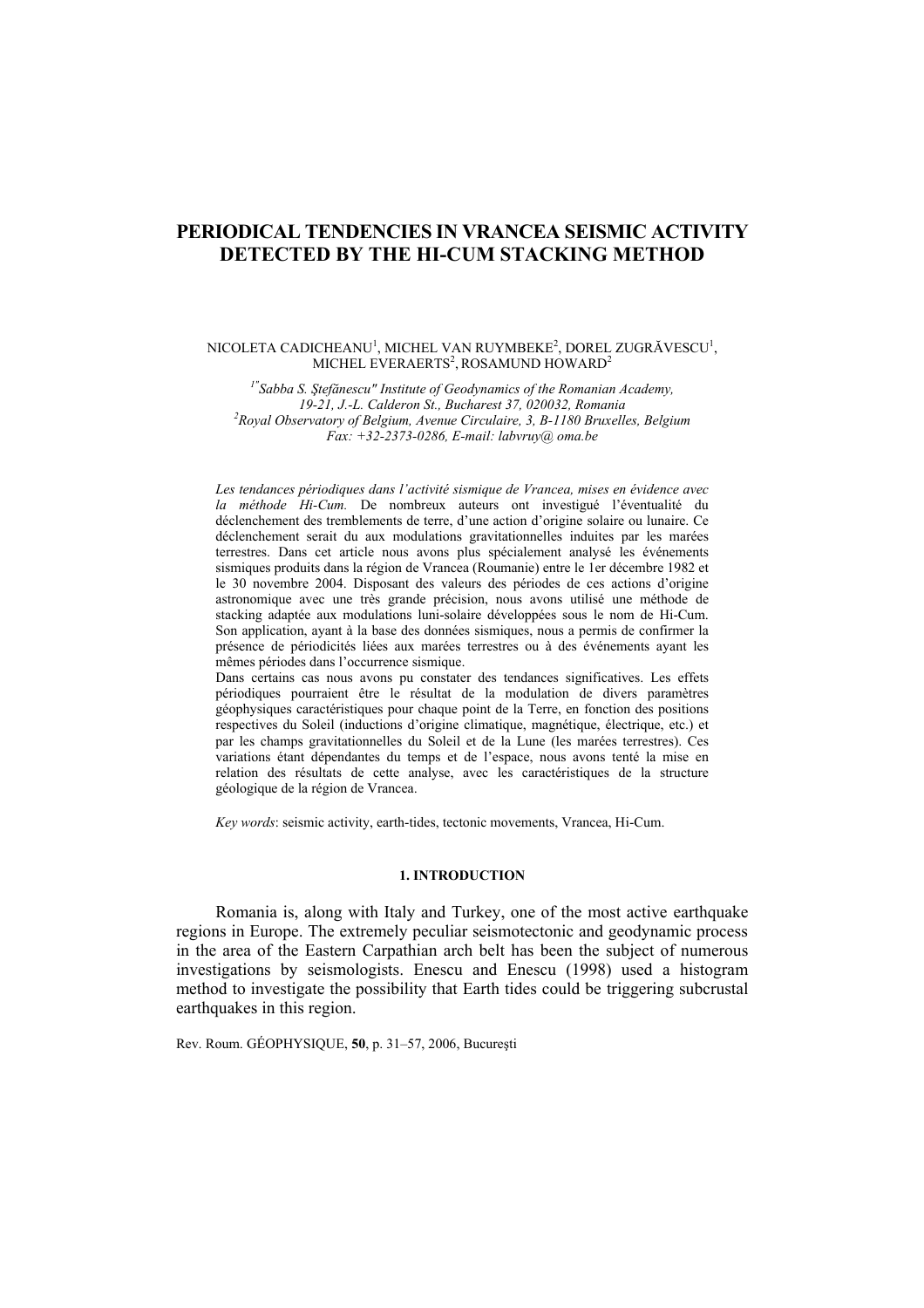# PERIODICAL TENDENCIES IN VRANCEA SEISMIC ACTIVITY DETECTED BY THE HI-CUM STACKING METHOD

NICOLETA CADICHEANU[1], MICHEL VAN RUYMBEKE[2], DOREL ZUGRĂVESCU[1], MICHEL EVERAERTS[2], ROSAMUND HOWARD[2]

*[1]"Sabba S. Ştefănescu" Institute of Geodynamics of the Romanian Academy, 19-21, J.-L. Calderon St., Bucharest 37, 020032, Romania*
*[2]Royal Observatory of Belgium, Avenue Circulaire, 3, B-1180 Bruxelles, Belgium*
*Fax: +32-2373-0286, E-mail: labvruy@ oma.be*

*Les tendances périodiques dans l'activité sismique de Vrancea, mises en évidence avec la méthode Hi-Cum.* De nombreux auteurs ont investigué l'éventualité du déclenchement des tremblements de terre, d'une action d'origine solaire ou lunaire. Ce déclenchement serait du aux modulations gravitationnelles induites par les marées terrestres. Dans cet article nous avons plus spécialement analysé les événements sismiques produits dans la région de Vrancea (Roumanie) entre le 1er décembre 1982 et le 30 novembre 2004. Disposant des valeurs des périodes de ces actions d'origine astronomique avec une très grande précision, nous avons utilisé une méthode de stacking adaptée aux modulations luni-solaire développées sous le nom de Hi-Cum. Son application, ayant à la base des données sismiques, nous a permis de confirmer la présence de périodicités liées aux marées terrestres ou à des événements ayant les mêmes périodes dans l'occurrence sismique.

Dans certains cas nous avons pu constater des tendances significatives. Les effets périodiques pourraient être le résultat de la modulation de divers paramètres géophysiques caractéristiques pour chaque point de la Terre, en fonction des positions respectives du Soleil (inductions d'origine climatique, magnétique, électrique, etc.) et par les champs gravitationnelles du Soleil et de la Lune (les marées terrestres). Ces variations étant dépendantes du temps et de l'espace, nous avons tenté la mise en relation des résultats de cette analyse, avec les caractéristiques de la structure géologique de la région de Vrancea.

*Key words*: seismic activity, earth-tides, tectonic movements, Vrancea, Hi-Cum.

## 1. INTRODUCTION

Romania is, along with Italy and Turkey, one of the most active earthquake regions in Europe. The extremely peculiar seismotectonic and geodynamic process in the area of the Eastern Carpathian arch belt has been the subject of numerous investigations by seismologists. Enescu and Enescu (1998) used a histogram method to investigate the possibility that Earth tides could be triggering subcrustal earthquakes in this region.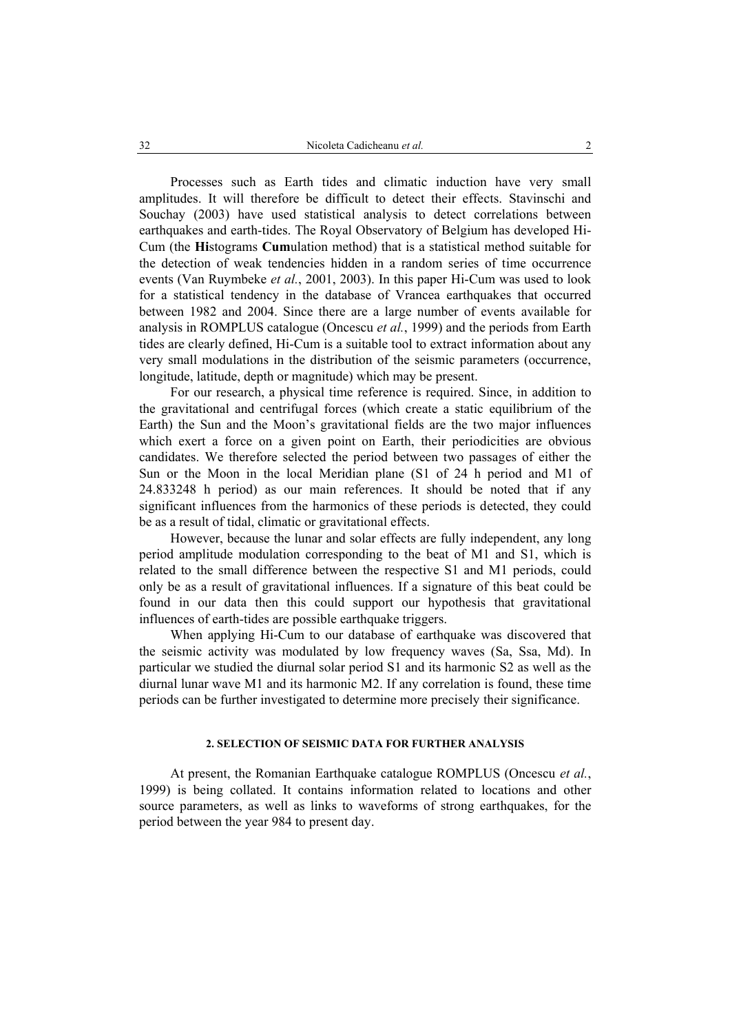Processes such as Earth tides and climatic induction have very small amplitudes. It will therefore be difficult to detect their effects. Stavinschi and Souchay (2003) have used statistical analysis to detect correlations between earthquakes and earth-tides. The Royal Observatory of Belgium has developed Hi-Cum (the **Hi**stograms **Cum**ulation method) that is a statistical method suitable for the detection of weak tendencies hidden in a random series of time occurrence events (Van Ruymbeke *et al.*, 2001, 2003). In this paper Hi-Cum was used to look for a statistical tendency in the database of Vrancea earthquakes that occurred between 1982 and 2004. Since there are a large number of events available for analysis in ROMPLUS catalogue (Oncescu *et al.*, 1999) and the periods from Earth tides are clearly defined, Hi-Cum is a suitable tool to extract information about any very small modulations in the distribution of the seismic parameters (occurrence, longitude, latitude, depth or magnitude) which may be present.

For our research, a physical time reference is required. Since, in addition to the gravitational and centrifugal forces (which create a static equilibrium of the Earth) the Sun and the Moon's gravitational fields are the two major influences which exert a force on a given point on Earth, their periodicities are obvious candidates. We therefore selected the period between two passages of either the Sun or the Moon in the local Meridian plane (S1 of 24 h period and M1 of 24.833248 h period) as our main references. It should be noted that if any significant influences from the harmonics of these periods is detected, they could be as a result of tidal, climatic or gravitational effects.

However, because the lunar and solar effects are fully independent, any long period amplitude modulation corresponding to the beat of M1 and S1, which is related to the small difference between the respective S1 and M1 periods, could only be as a result of gravitational influences. If a signature of this beat could be found in our data then this could support our hypothesis that gravitational influences of earth-tides are possible earthquake triggers.

When applying Hi-Cum to our database of earthquake was discovered that the seismic activity was modulated by low frequency waves (Sa, Ssa, Md). In particular we studied the diurnal solar period S1 and its harmonic S2 as well as the diurnal lunar wave M1 and its harmonic M2. If any correlation is found, these time periods can be further investigated to determine more precisely their significance.

## 2. SELECTION OF SEISMIC DATA FOR FURTHER ANALYSIS

At present, the Romanian Earthquake catalogue ROMPLUS (Oncescu *et al.*, 1999) is being collated. It contains information related to locations and other source parameters, as well as links to waveforms of strong earthquakes, for the period between the year 984 to present day.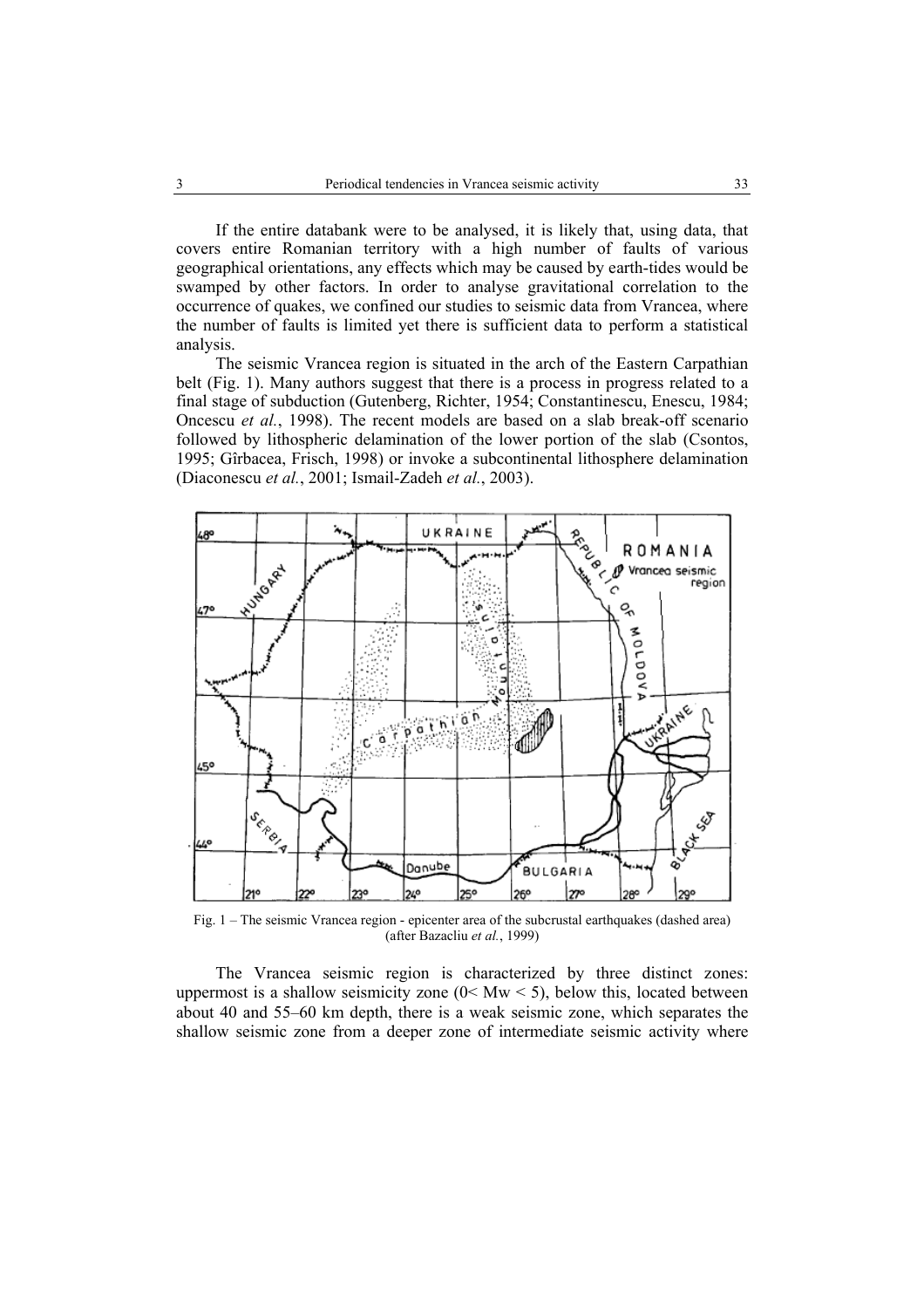If the entire databank were to be analysed, it is likely that, using data, that covers entire Romanian territory with a high number of faults of various geographical orientations, any effects which may be caused by earth-tides would be swamped by other factors. In order to analyse gravitational correlation to the occurrence of quakes, we confined our studies to seismic data from Vrancea, where the number of faults is limited yet there is sufficient data to perform a statistical analysis.

The seismic Vrancea region is situated in the arch of the Eastern Carpathian belt (Fig. 1). Many authors suggest that there is a process in progress related to a final stage of subduction (Gutenberg, Richter, 1954; Constantinescu, Enescu, 1984; Oncescu *et al.*, 1998). The recent models are based on a slab break-off scenario followed by lithospheric delamination of the lower portion of the slab (Csontos, 1995; Gîrbacea, Frisch, 1998) or invoke a subcontinental lithosphere delamination (Diaconescu *et al.*, 2001; Ismail-Zadeh *et al.*, 2003).

Fig. 1 – The seismic Vrancea region - epicenter area of the subcrustal earthquakes (dashed area) (after Bazacliu *et al.*, 1999)

The Vrancea seismic region is characterized by three distinct zones: uppermost is a shallow seismicity zone ($0 < Mw < 5$), below this, located between about 40 and 55–60 km depth, there is a weak seismic zone, which separates the shallow seismic zone from a deeper zone of intermediate seismic activity where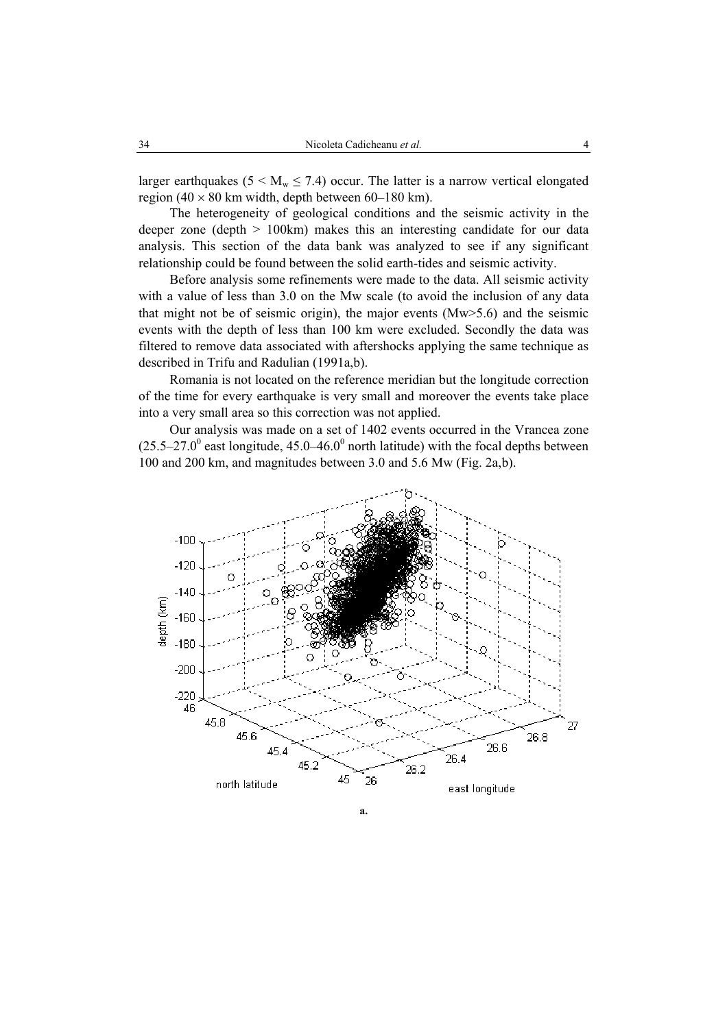larger earthquakes ($5 < M_w \leq 7.4$) occur. The latter is a narrow vertical elongated region ($40 \times 80$ km width, depth between 60–180 km).

The heterogeneity of geological conditions and the seismic activity in the deeper zone (depth > 100km) makes this an interesting candidate for our data analysis. This section of the data bank was analyzed to see if any significant relationship could be found between the solid earth-tides and seismic activity.

Before analysis some refinements were made to the data. All seismic activity with a value of less than 3.0 on the Mw scale (to avoid the inclusion of any data that might not be of seismic origin), the major events (Mw>5.6) and the seismic events with the depth of less than 100 km were excluded. Secondly the data was filtered to remove data associated with aftershocks applying the same technique as described in Trifu and Radulian (1991a,b).

Romania is not located on the reference meridian but the longitude correction of the time for every earthquake is very small and moreover the events take place into a very small area so this correction was not applied.

Our analysis was made on a set of 1402 events occurred in the Vrancea zone ($25.5$–$27.0^0$ east longitude, $45.0$–$46.0^0$ north latitude) with the focal depths between 100 and 200 km, and magnitudes between 3.0 and 5.6 Mw (Fig. 2a,b).

a.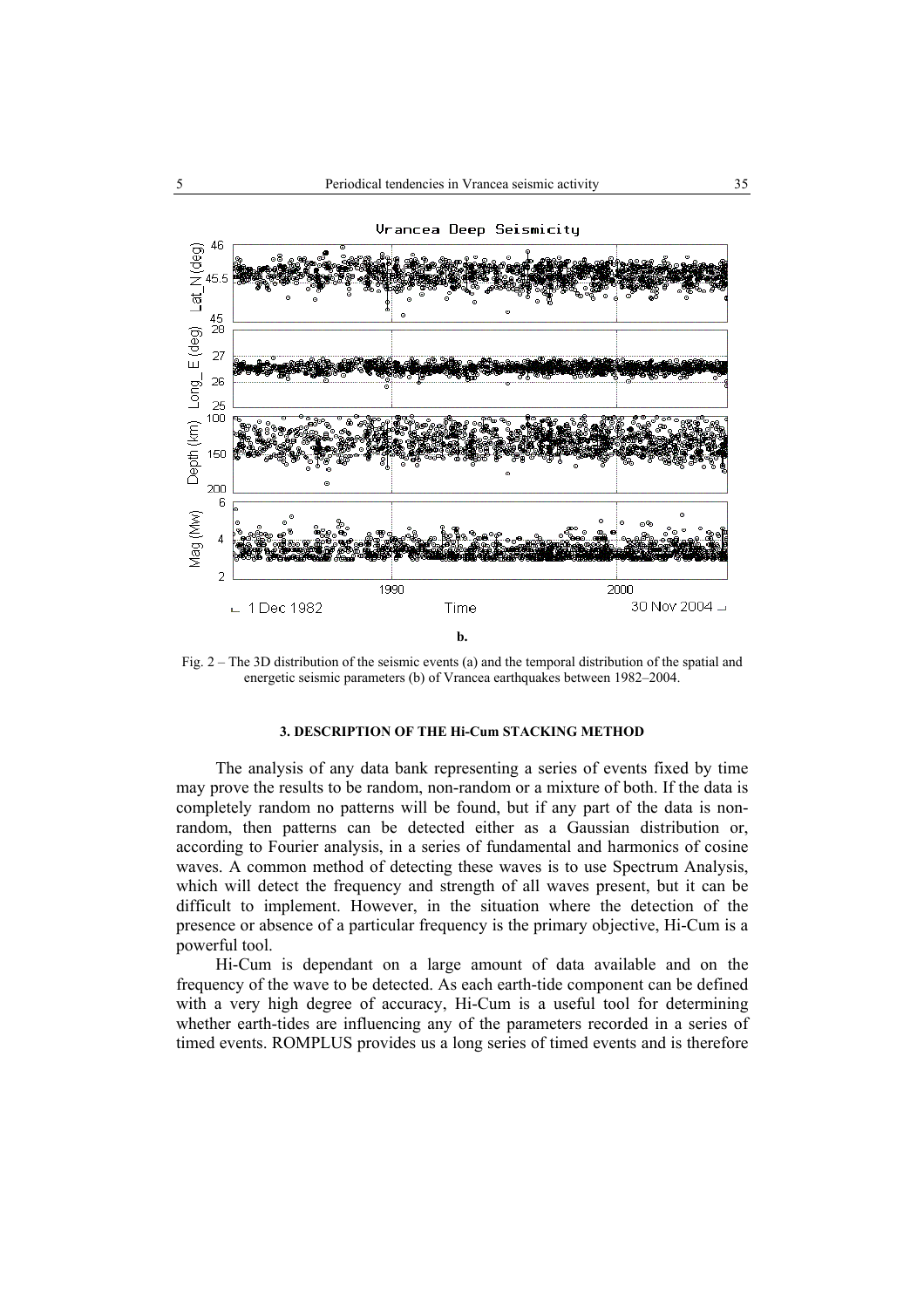**b.**

Fig. 2 – The 3D distribution of the seismic events (a) and the temporal distribution of the spatial and energetic seismic parameters (b) of Vrancea earthquakes between 1982–2004.

### 3. DESCRIPTION OF THE Hi-Cum STACKING METHOD

The analysis of any data bank representing a series of events fixed by time may prove the results to be random, non-random or a mixture of both. If the data is completely random no patterns will be found, but if any part of the data is non-random, then patterns can be detected either as a Gaussian distribution or, according to Fourier analysis, in a series of fundamental and harmonics of cosine waves. A common method of detecting these waves is to use Spectrum Analysis, which will detect the frequency and strength of all waves present, but it can be difficult to implement. However, in the situation where the detection of the presence or absence of a particular frequency is the primary objective, Hi-Cum is a powerful tool.

Hi-Cum is dependant on a large amount of data available and on the frequency of the wave to be detected. As each earth-tide component can be defined with a very high degree of accuracy, Hi-Cum is a useful tool for determining whether earth-tides are influencing any of the parameters recorded in a series of timed events. ROMPLUS provides us a long series of timed events and is therefore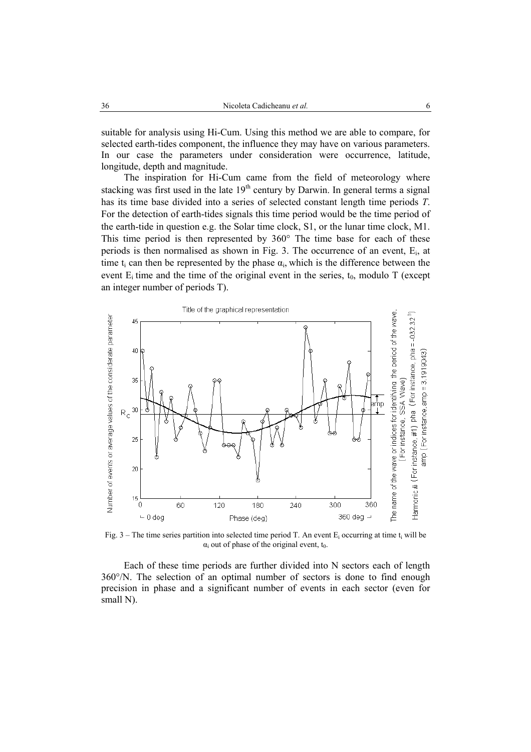suitable for analysis using Hi-Cum. Using this method we are able to compare, for selected earth-tides component, the influence they may have on various parameters. In our case the parameters under consideration were occurrence, latitude, longitude, depth and magnitude.

The inspiration for Hi-Cum came from the field of meteorology where stacking was first used in the late 19[th] century by Darwin. In general terms a signal has its time base divided into a series of selected constant length time periods *T*. For the detection of earth-tides signals this time period would be the time period of the earth-tide in question e.g. the Solar time clock, S1, or the lunar time clock, M1. This time period is then represented by 360° The time base for each of these periods is then normalised as shown in Fig. 3. The occurrence of an event, $E_i$, at time $t_i$ can then be represented by the phase $\alpha_i$, which is the difference between the event $E_i$ time and the time of the original event in the series, $t_0$, modulo T (except an integer number of periods T).

Fig. 3 – The time series partition into selected time period T. An event $E_i$ occurring at time $t_i$ will be $\alpha_i$ out of phase of the original event, $t_0$.

Each of these time periods are further divided into N sectors each of length 360°/N. The selection of an optimal number of sectors is done to find enough precision in phase and a significant number of events in each sector (even for small N).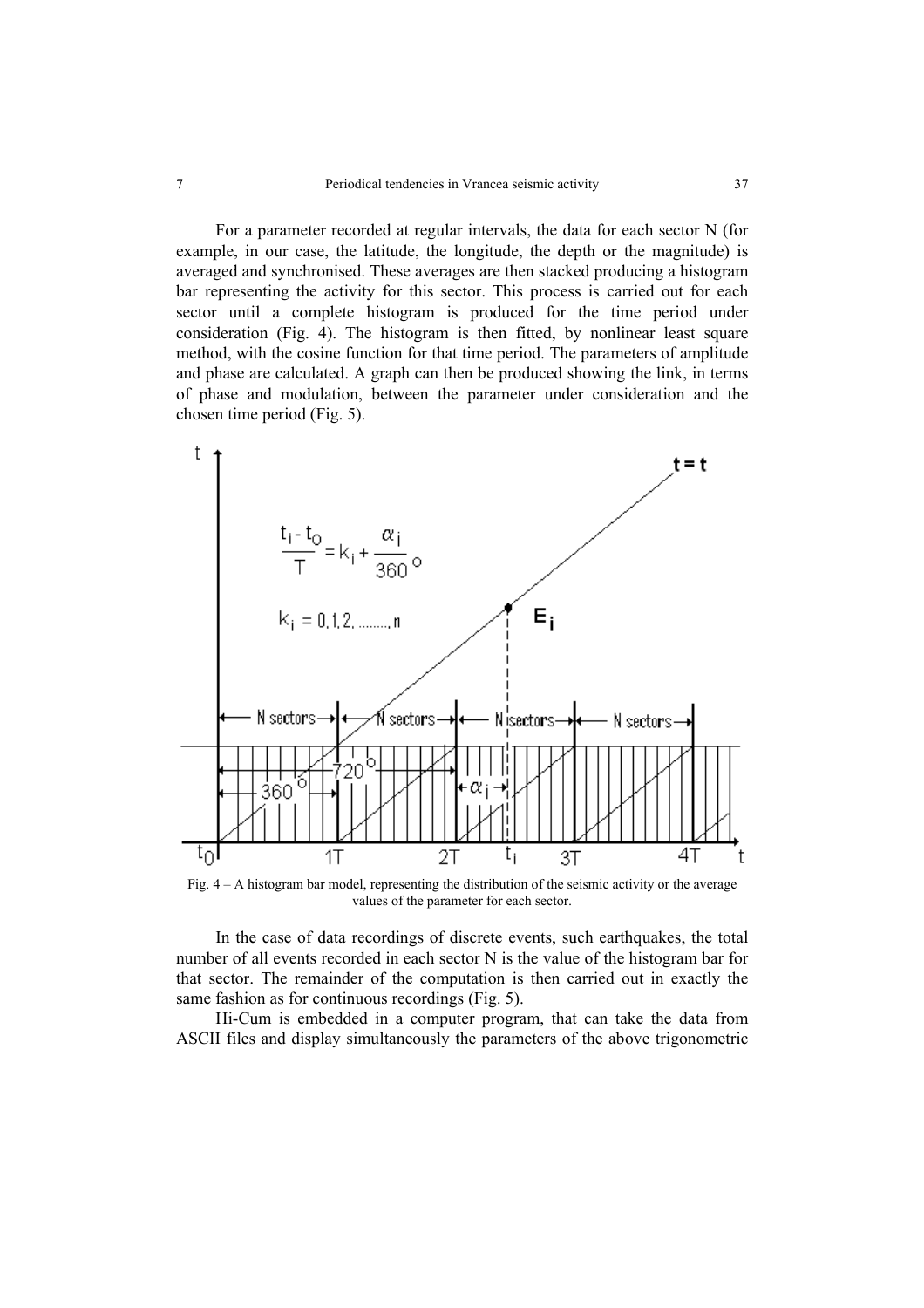For a parameter recorded at regular intervals, the data for each sector N (for example, in our case, the latitude, the longitude, the depth or the magnitude) is averaged and synchronised. These averages are then stacked producing a histogram bar representing the activity for this sector. This process is carried out for each sector until a complete histogram is produced for the time period under consideration (Fig. 4). The histogram is then fitted, by nonlinear least square method, with the cosine function for that time period. The parameters of amplitude and phase are calculated. A graph can then be produced showing the link, in terms of phase and modulation, between the parameter under consideration and the chosen time period (Fig. 5).

$$\frac{t_i - t_0}{T} = k_i + \frac{\alpha_i}{360^\circ}$$

$$k_i = 0, 1, 2, \ldots, n$$

Fig. 4 – A histogram bar model, representing the distribution of the seismic activity or the average values of the parameter for each sector.

In the case of data recordings of discrete events, such earthquakes, the total number of all events recorded in each sector N is the value of the histogram bar for that sector. The remainder of the computation is then carried out in exactly the same fashion as for continuous recordings (Fig. 5).

Hi-Cum is embedded in a computer program, that can take the data from ASCII files and display simultaneously the parameters of the above trigonometric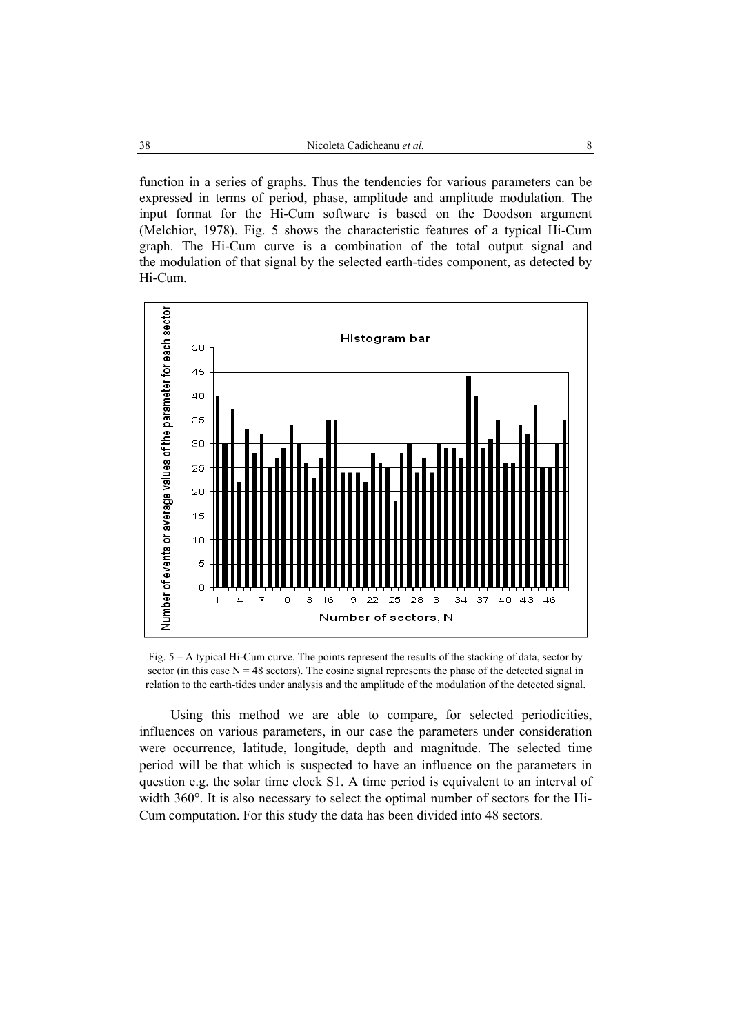function in a series of graphs. Thus the tendencies for various parameters can be expressed in terms of period, phase, amplitude and amplitude modulation. The input format for the Hi-Cum software is based on the Doodson argument (Melchior, 1978). Fig. 5 shows the characteristic features of a typical Hi-Cum graph. The Hi-Cum curve is a combination of the total output signal and the modulation of that signal by the selected earth-tides component, as detected by Hi-Cum.

Fig. 5 – A typical Hi-Cum curve. The points represent the results of the stacking of data, sector by sector (in this case N = 48 sectors). The cosine signal represents the phase of the detected signal in relation to the earth-tides under analysis and the amplitude of the modulation of the detected signal.

Using this method we are able to compare, for selected periodicities, influences on various parameters, in our case the parameters under consideration were occurrence, latitude, longitude, depth and magnitude. The selected time period will be that which is suspected to have an influence on the parameters in question e.g. the solar time clock S1. A time period is equivalent to an interval of width 360°. It is also necessary to select the optimal number of sectors for the Hi-Cum computation. For this study the data has been divided into 48 sectors.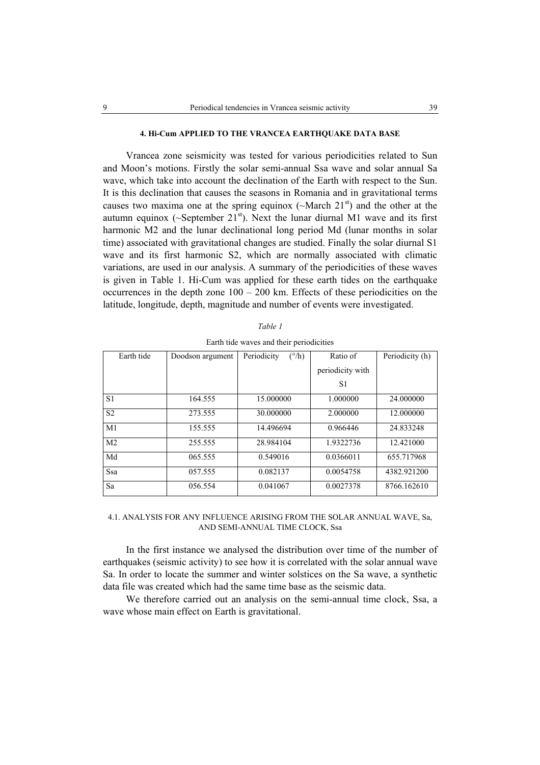### 4. Hi-Cum APPLIED TO THE VRANCEA EARTHQUAKE DATA BASE

Vrancea zone seismicity was tested for various periodicities related to Sun and Moon's motions. Firstly the solar semi-annual Ssa wave and solar annual Sa wave, which take into account the declination of the Earth with respect to the Sun. It is this declination that causes the seasons in Romania and in gravitational terms causes two maxima one at the spring equinox (~March 21st) and the other at the autumn equinox (~September 21st). Next the lunar diurnal M1 wave and its first harmonic M2 and the lunar declinational long period Md (lunar months in solar time) associated with gravitational changes are studied. Finally the solar diurnal S1 wave and its first harmonic S2, which are normally associated with climatic variations, are used in our analysis. A summary of the periodicities of these waves is given in Table 1. Hi-Cum was applied for these earth tides on the earthquake occurrences in the depth zone 100 – 200 km. Effects of these periodicities on the latitude, longitude, depth, magnitude and number of events were investigated.

*Table 1*

Earth tide waves and their periodicities

| Earth tide | Doodson argument | Periodicity (°/h) | Ratio of periodicity with S1 | Periodicity (h) |
|---|---|---|---|---|
| S1 | 164.555 | 15.000000 | 1.000000 | 24.000000 |
| S2 | 273.555 | 30.000000 | 2.000000 | 12.000000 |
| M1 | 155.555 | 14.496694 | 0.966446 | 24.833248 |
| M2 | 255.555 | 28.984104 | 1.9322736 | 12.421000 |
| Md | 065.555 | 0.549016 | 0.0366011 | 655.717968 |
| Ssa | 057.555 | 0.082137 | 0.0054758 | 4382.921200 |
| Sa | 056.554 | 0.041067 | 0.0027378 | 8766.162610 |

#### 4.1. ANALYSIS FOR ANY INFLUENCE ARISING FROM THE SOLAR ANNUAL WAVE, Sa, AND SEMI-ANNUAL TIME CLOCK, Ssa

In the first instance we analysed the distribution over time of the number of earthquakes (seismic activity) to see how it is correlated with the solar annual wave Sa. In order to locate the summer and winter solstices on the Sa wave, a synthetic data file was created which had the same time base as the seismic data.

We therefore carried out an analysis on the semi-annual time clock, Ssa, a wave whose main effect on Earth is gravitational.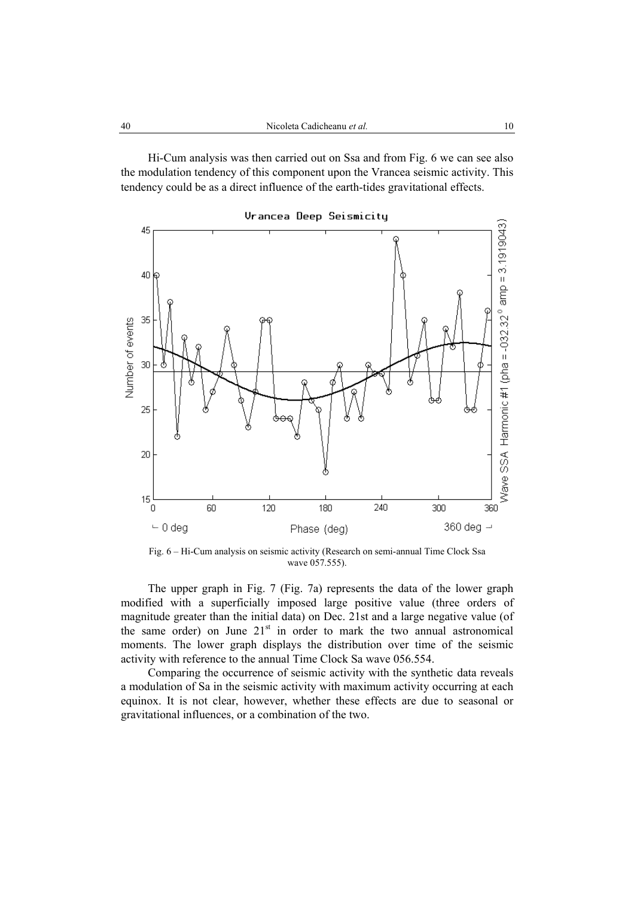Hi-Cum analysis was then carried out on Ssa and from Fig. 6 we can see also the modulation tendency of this component upon the Vrancea seismic activity. This tendency could be as a direct influence of the earth-tides gravitational effects.

Fig. 6 – Hi-Cum analysis on seismic activity (Research on semi-annual Time Clock Ssa wave 057.555).

The upper graph in Fig. 7 (Fig. 7a) represents the data of the lower graph modified with a superficially imposed large positive value (three orders of magnitude greater than the initial data) on Dec. 21st and a large negative value (of the same order) on June 21st in order to mark the two annual astronomical moments. The lower graph displays the distribution over time of the seismic activity with reference to the annual Time Clock Sa wave 056.554.

Comparing the occurrence of seismic activity with the synthetic data reveals a modulation of Sa in the seismic activity with maximum activity occurring at each equinox. It is not clear, however, whether these effects are due to seasonal or gravitational influences, or a combination of the two.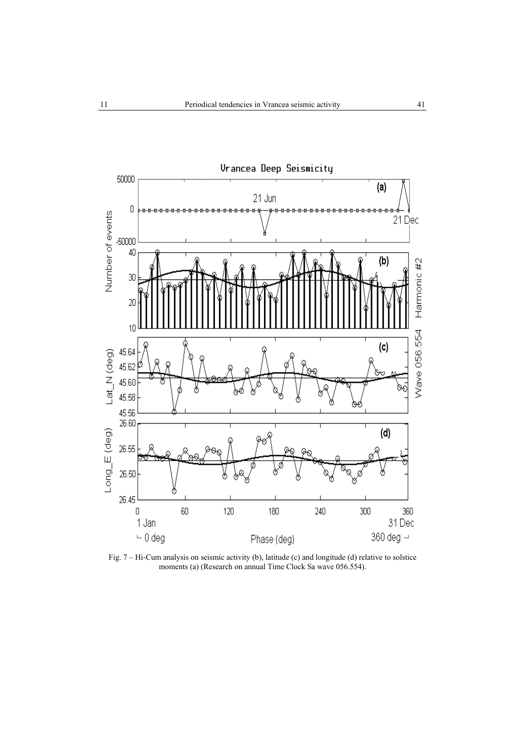Fig. 7 – Hi-Cum analysis on seismic activity (b), latitude (c) and longitude (d) relative to solstice moments (a) (Research on annual Time Clock Sa wave 056.554).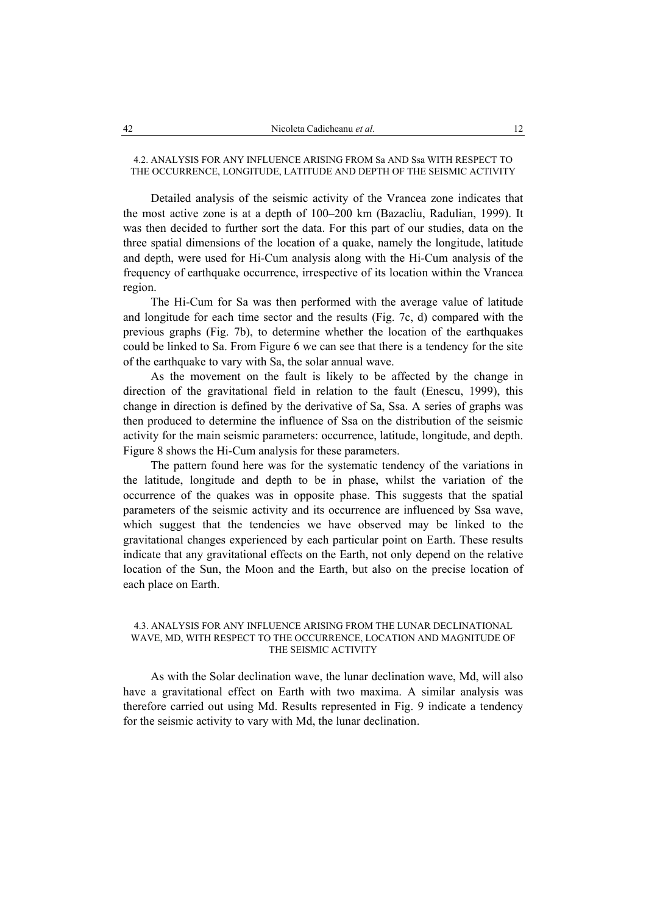#### 4.2. ANALYSIS FOR ANY INFLUENCE ARISING FROM Sa AND Ssa WITH RESPECT TO THE OCCURRENCE, LONGITUDE, LATITUDE AND DEPTH OF THE SEISMIC ACTIVITY

Detailed analysis of the seismic activity of the Vrancea zone indicates that the most active zone is at a depth of 100–200 km (Bazacliu, Radulian, 1999). It was then decided to further sort the data. For this part of our studies, data on the three spatial dimensions of the location of a quake, namely the longitude, latitude and depth, were used for Hi-Cum analysis along with the Hi-Cum analysis of the frequency of earthquake occurrence, irrespective of its location within the Vrancea region.

The Hi-Cum for Sa was then performed with the average value of latitude and longitude for each time sector and the results (Fig. 7c, d) compared with the previous graphs (Fig. 7b), to determine whether the location of the earthquakes could be linked to Sa. From Figure 6 we can see that there is a tendency for the site of the earthquake to vary with Sa, the solar annual wave.

As the movement on the fault is likely to be affected by the change in direction of the gravitational field in relation to the fault (Enescu, 1999), this change in direction is defined by the derivative of Sa, Ssa. A series of graphs was then produced to determine the influence of Ssa on the distribution of the seismic activity for the main seismic parameters: occurrence, latitude, longitude, and depth. Figure 8 shows the Hi-Cum analysis for these parameters.

The pattern found here was for the systematic tendency of the variations in the latitude, longitude and depth to be in phase, whilst the variation of the occurrence of the quakes was in opposite phase. This suggests that the spatial parameters of the seismic activity and its occurrence are influenced by Ssa wave, which suggest that the tendencies we have observed may be linked to the gravitational changes experienced by each particular point on Earth. These results indicate that any gravitational effects on the Earth, not only depend on the relative location of the Sun, the Moon and the Earth, but also on the precise location of each place on Earth.

#### 4.3. ANALYSIS FOR ANY INFLUENCE ARISING FROM THE LUNAR DECLINATIONAL WAVE, MD, WITH RESPECT TO THE OCCURRENCE, LOCATION AND MAGNITUDE OF THE SEISMIC ACTIVITY

As with the Solar declination wave, the lunar declination wave, Md, will also have a gravitational effect on Earth with two maxima. A similar analysis was therefore carried out using Md. Results represented in Fig. 9 indicate a tendency for the seismic activity to vary with Md, the lunar declination.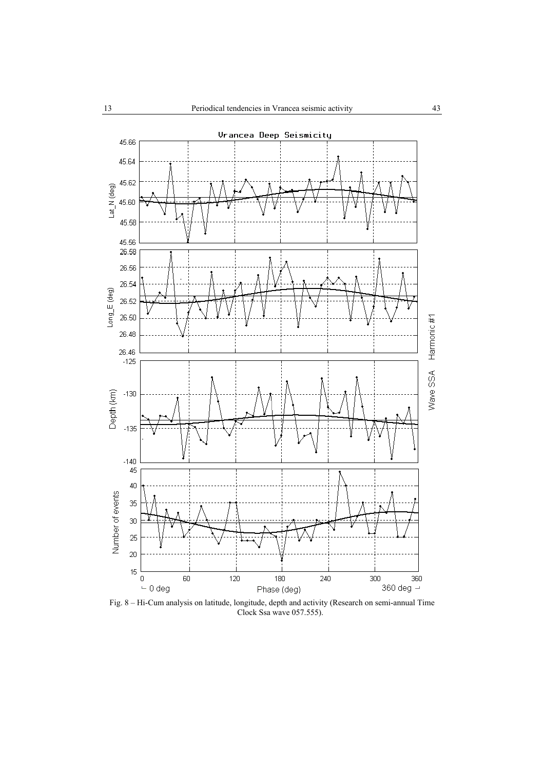Fig. 8 – Hi-Cum analysis on latitude, longitude, depth and activity (Research on semi-annual Time Clock Ssa wave 057.555).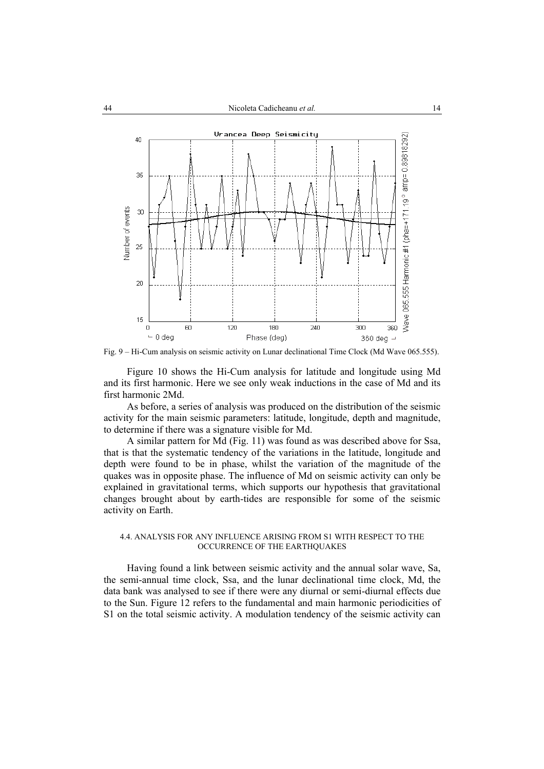Fig. 9 – Hi-Cum analysis on seismic activity on Lunar declinational Time Clock (Md Wave 065.555).

Figure 10 shows the Hi-Cum analysis for latitude and longitude using Md and its first harmonic. Here we see only weak inductions in the case of Md and its first harmonic 2Md.

As before, a series of analysis was produced on the distribution of the seismic activity for the main seismic parameters: latitude, longitude, depth and magnitude, to determine if there was a signature visible for Md.

A similar pattern for Md (Fig. 11) was found as was described above for Ssa, that is that the systematic tendency of the variations in the latitude, longitude and depth were found to be in phase, whilst the variation of the magnitude of the quakes was in opposite phase. The influence of Md on seismic activity can only be explained in gravitational terms, which supports our hypothesis that gravitational changes brought about by earth-tides are responsible for some of the seismic activity on Earth.

#### 4.4. ANALYSIS FOR ANY INFLUENCE ARISING FROM S1 WITH RESPECT TO THE OCCURRENCE OF THE EARTHQUAKES

Having found a link between seismic activity and the annual solar wave, Sa, the semi-annual time clock, Ssa, and the lunar declinational time clock, Md, the data bank was analysed to see if there were any diurnal or semi-diurnal effects due to the Sun. Figure 12 refers to the fundamental and main harmonic periodicities of S1 on the total seismic activity. A modulation tendency of the seismic activity can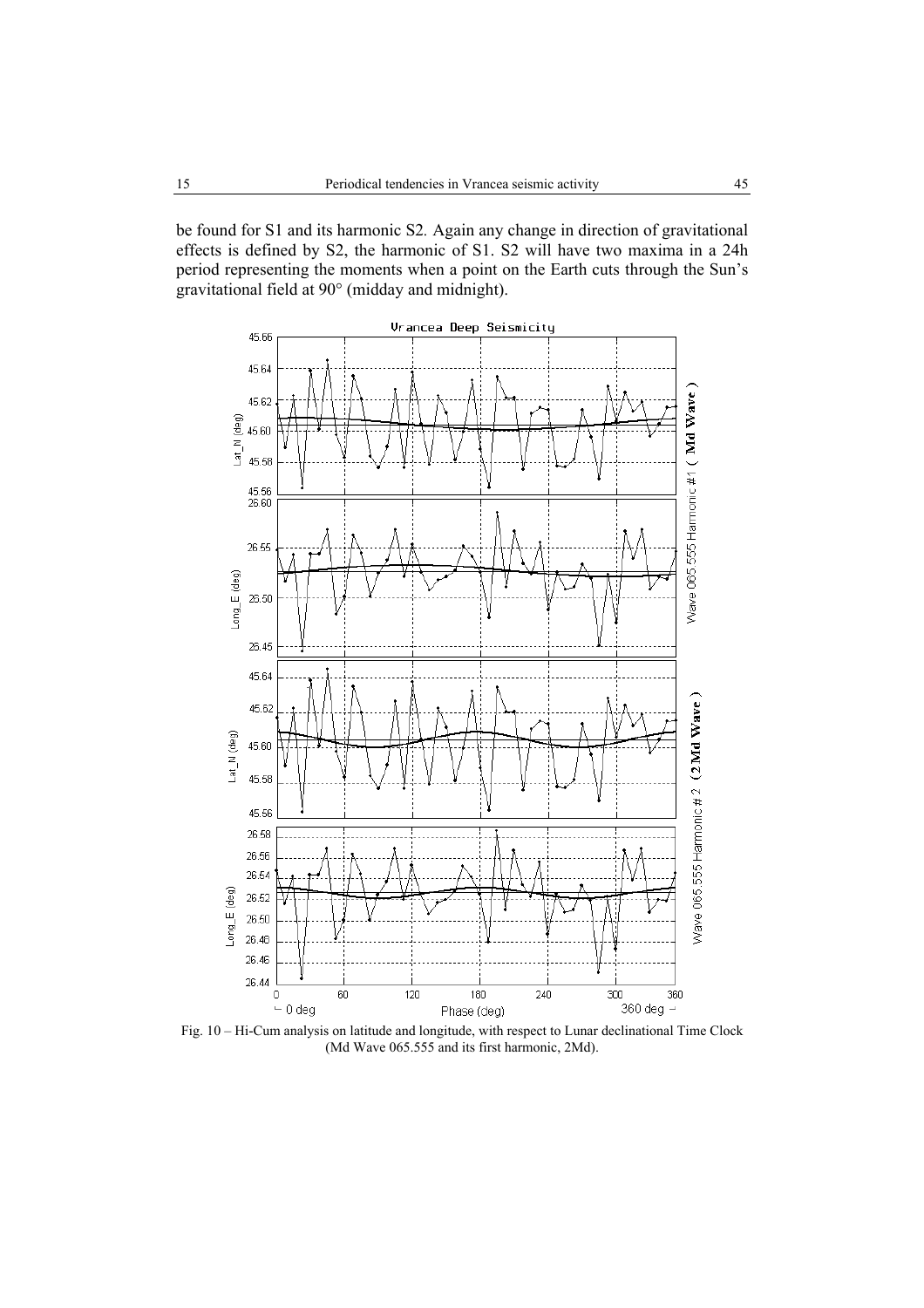be found for S1 and its harmonic S2. Again any change in direction of gravitational effects is defined by S2, the harmonic of S1. S2 will have two maxima in a 24h period representing the moments when a point on the Earth cuts through the Sun's gravitational field at 90° (midday and midnight).

Fig. 10 – Hi-Cum analysis on latitude and longitude, with respect to Lunar declinational Time Clock (Md Wave 065.555 and its first harmonic, 2Md).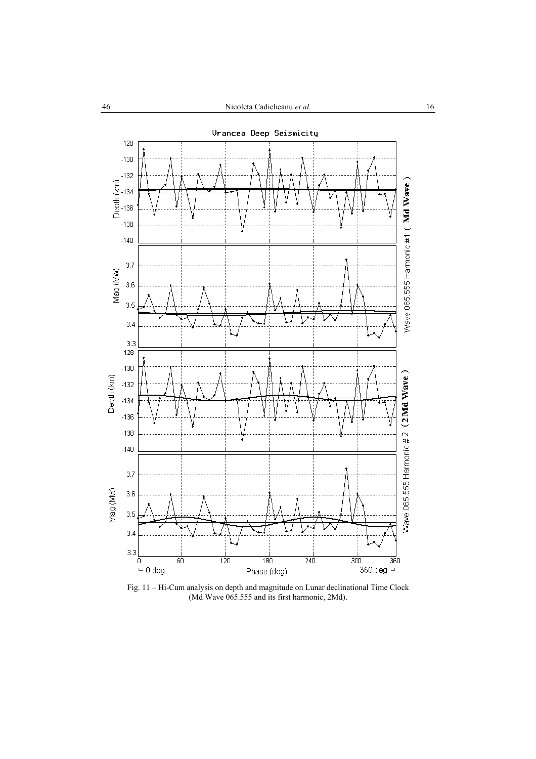Fig. 11 – Hi-Cum analysis on depth and magnitude on Lunar declinational Time Clock (Md Wave 065.555 and its first harmonic, 2Md).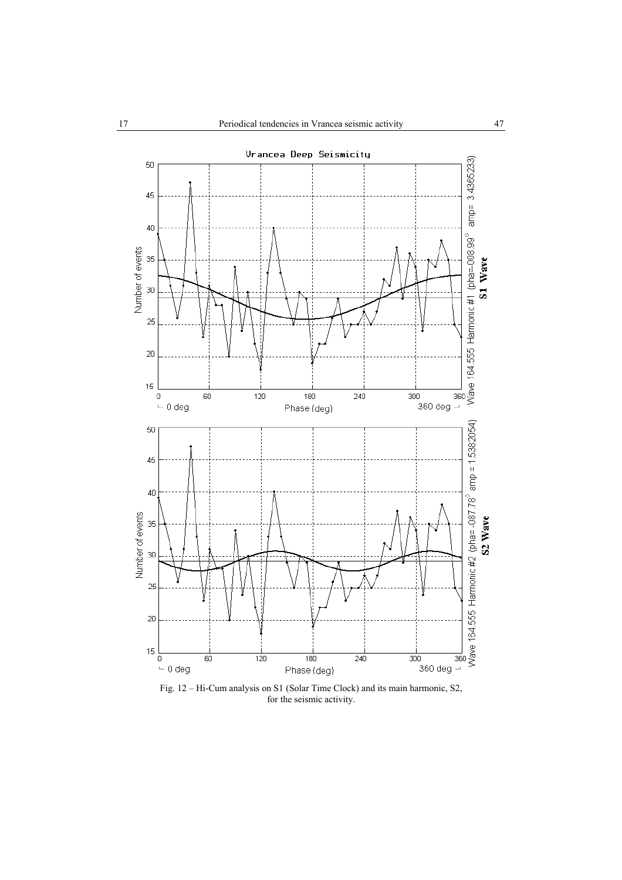Fig. 12 – Hi-Cum analysis on S1 (Solar Time Clock) and its main harmonic, S2, for the seismic activity.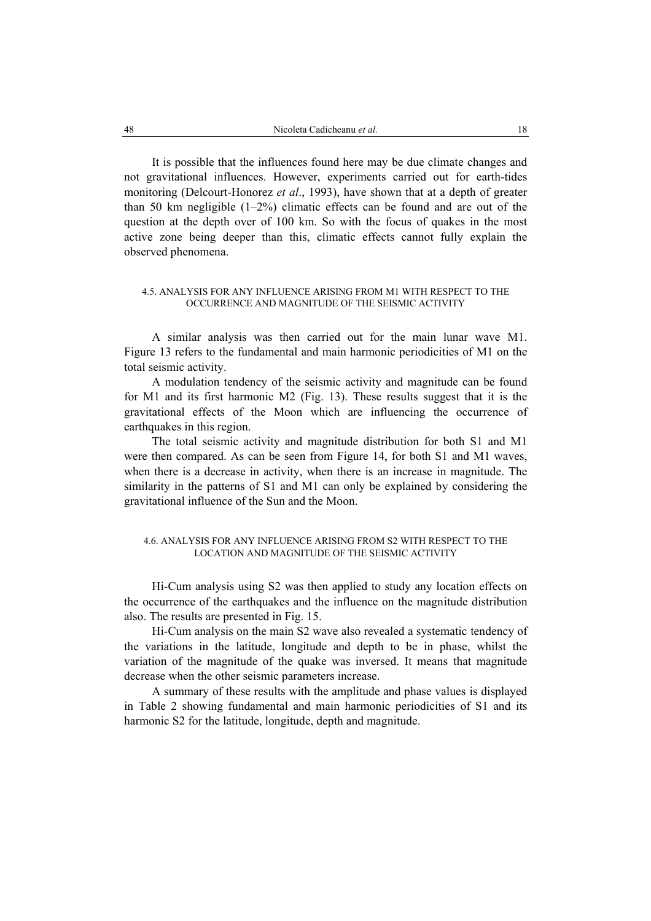It is possible that the influences found here may be due climate changes and not gravitational influences. However, experiments carried out for earth-tides monitoring (Delcourt-Honorez *et al*., 1993), have shown that at a depth of greater than 50 km negligible (1–2%) climatic effects can be found and are out of the question at the depth over of 100 km. So with the focus of quakes in the most active zone being deeper than this, climatic effects cannot fully explain the observed phenomena.

### 4.5. ANALYSIS FOR ANY INFLUENCE ARISING FROM M1 WITH RESPECT TO THE OCCURRENCE AND MAGNITUDE OF THE SEISMIC ACTIVITY

A similar analysis was then carried out for the main lunar wave M1. Figure 13 refers to the fundamental and main harmonic periodicities of M1 on the total seismic activity.

A modulation tendency of the seismic activity and magnitude can be found for M1 and its first harmonic M2 (Fig. 13). These results suggest that it is the gravitational effects of the Moon which are influencing the occurrence of earthquakes in this region.

The total seismic activity and magnitude distribution for both S1 and M1 were then compared. As can be seen from Figure 14, for both S1 and M1 waves, when there is a decrease in activity, when there is an increase in magnitude. The similarity in the patterns of S1 and M1 can only be explained by considering the gravitational influence of the Sun and the Moon.

### 4.6. ANALYSIS FOR ANY INFLUENCE ARISING FROM S2 WITH RESPECT TO THE LOCATION AND MAGNITUDE OF THE SEISMIC ACTIVITY

Hi-Cum analysis using S2 was then applied to study any location effects on the occurrence of the earthquakes and the influence on the magnitude distribution also. The results are presented in Fig. 15.

Hi-Cum analysis on the main S2 wave also revealed a systematic tendency of the variations in the latitude, longitude and depth to be in phase, whilst the variation of the magnitude of the quake was inversed. It means that magnitude decrease when the other seismic parameters increase.

A summary of these results with the amplitude and phase values is displayed in Table 2 showing fundamental and main harmonic periodicities of S1 and its harmonic S2 for the latitude, longitude, depth and magnitude.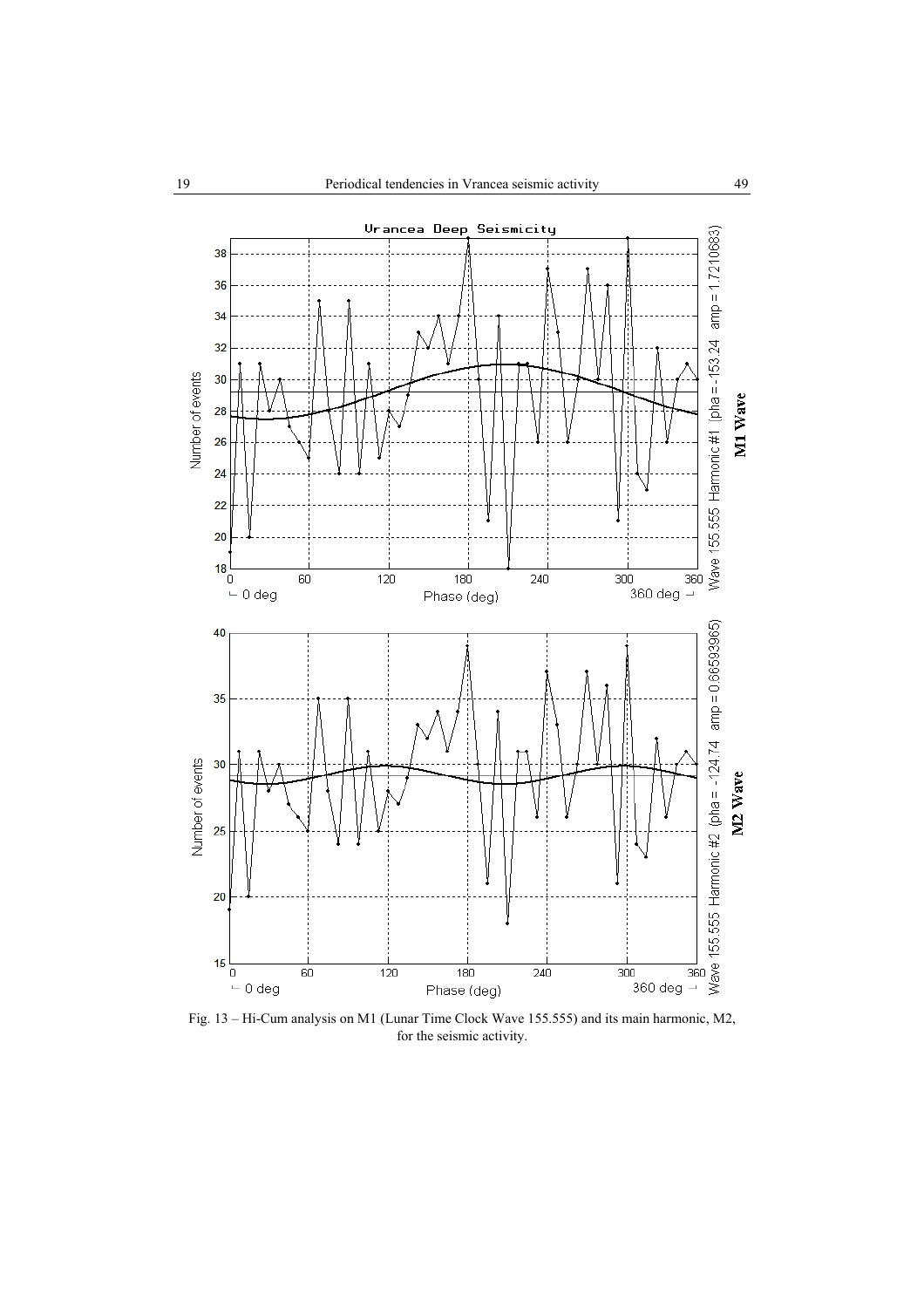Fig. 13 – Hi-Cum analysis on M1 (Lunar Time Clock Wave 155.555) and its main harmonic, M2, for the seismic activity.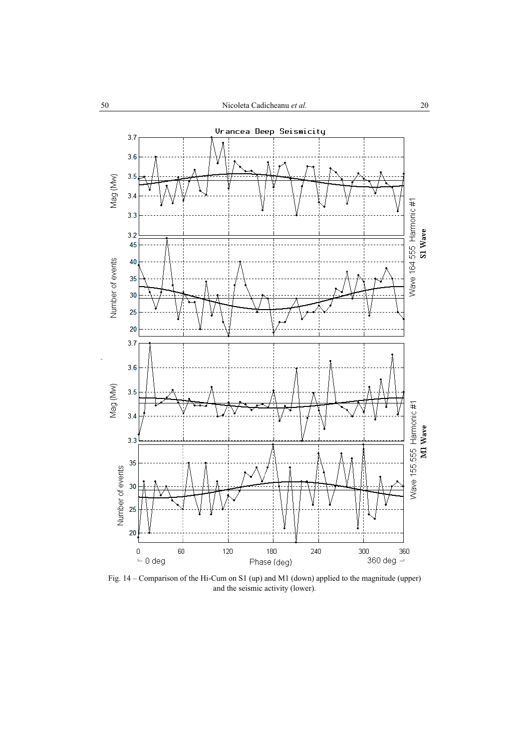Fig. 14 – Comparison of the Hi-Cum on S1 (up) and M1 (down) applied to the magnitude (upper) and the seismic activity (lower).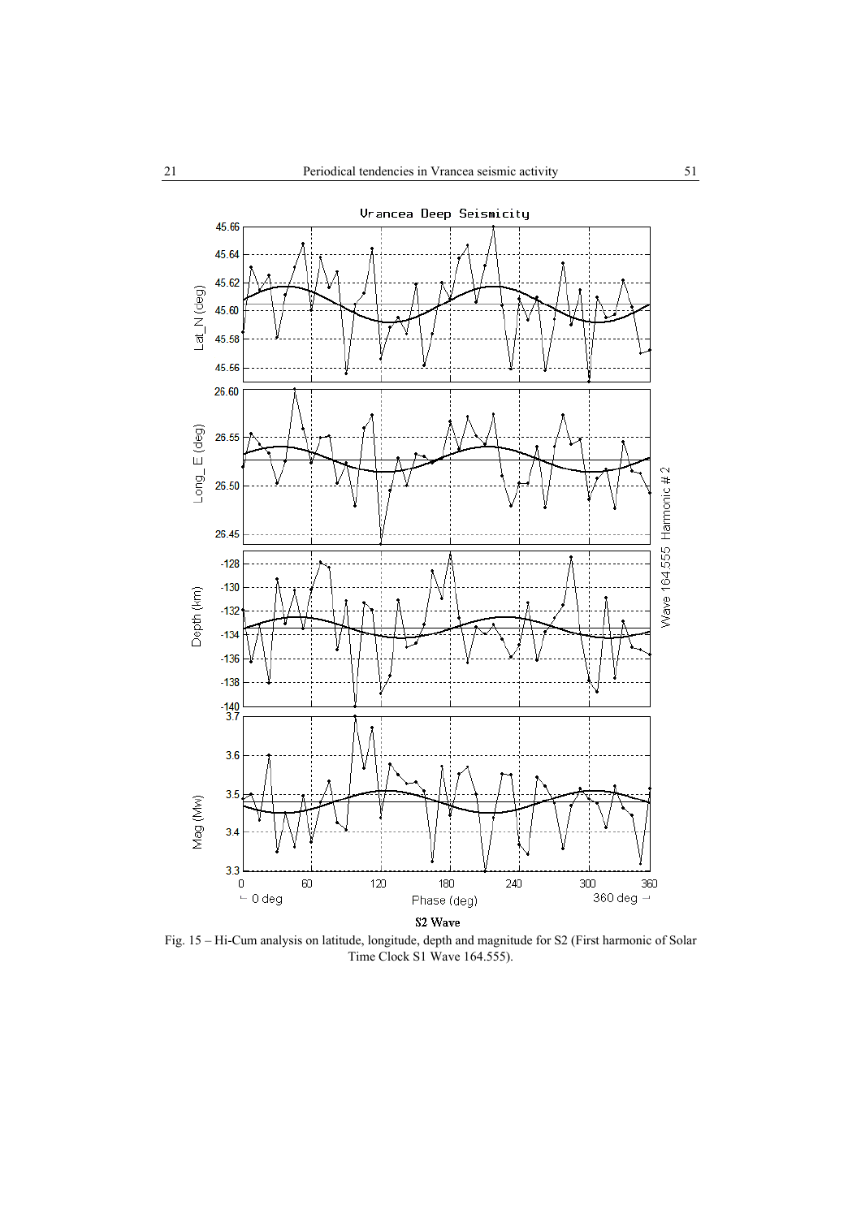Vrancea Deep Seismicity

S2 Wave

Fig. 15 – Hi-Cum analysis on latitude, longitude, depth and magnitude for S2 (First harmonic of Solar Time Clock S1 Wave 164.555).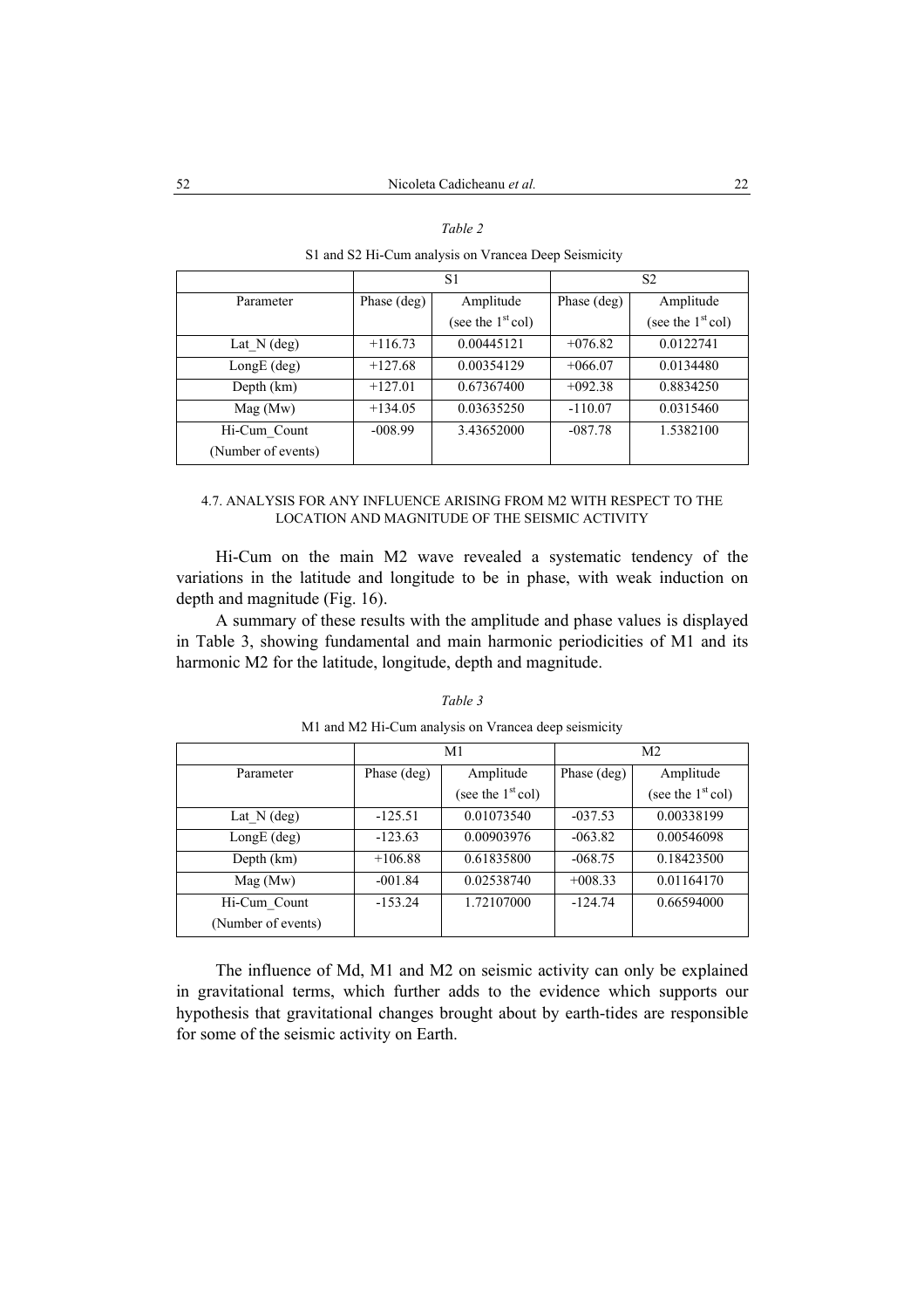*Table 2*

S1 and S2 Hi-Cum analysis on Vrancea Deep Seismicity

| | S1 | | S2 | |
|---|---|---|---|---|
| Parameter | Phase (deg) | Amplitude (see the 1st col) | Phase (deg) | Amplitude (see the 1st col) |
| Lat_N (deg) | +116.73 | 0.00445121 | +076.82 | 0.0122741 |
| LongE (deg) | +127.68 | 0.00354129 | +066.07 | 0.0134480 |
| Depth (km) | +127.01 | 0.67367400 | +092.38 | 0.8834250 |
| Mag (Mw) | +134.05 | 0.03635250 | -110.07 | 0.0315460 |
| Hi-Cum_Count (Number of events) | -008.99 | 3.43652000 | -087.78 | 1.5382100 |

#### 4.7. ANALYSIS FOR ANY INFLUENCE ARISING FROM M2 WITH RESPECT TO THE LOCATION AND MAGNITUDE OF THE SEISMIC ACTIVITY

Hi-Cum on the main M2 wave revealed a systematic tendency of the variations in the latitude and longitude to be in phase, with weak induction on depth and magnitude (Fig. 16).

A summary of these results with the amplitude and phase values is displayed in Table 3, showing fundamental and main harmonic periodicities of M1 and its harmonic M2 for the latitude, longitude, depth and magnitude.

*Table 3*

M1 and M2 Hi-Cum analysis on Vrancea deep seismicity

| | M1 | | M2 | |
|---|---|---|---|---|
| Parameter | Phase (deg) | Amplitude (see the 1st col) | Phase (deg) | Amplitude (see the 1st col) |
| Lat_N (deg) | -125.51 | 0.01073540 | -037.53 | 0.00338199 |
| LongE (deg) | -123.63 | 0.00903976 | -063.82 | 0.00546098 |
| Depth (km) | +106.88 | 0.61835800 | -068.75 | 0.18423500 |
| Mag (Mw) | -001.84 | 0.02538740 | +008.33 | 0.01164170 |
| Hi-Cum_Count (Number of events) | -153.24 | 1.72107000 | -124.74 | 0.66594000 |

The influence of Md, M1 and M2 on seismic activity can only be explained in gravitational terms, which further adds to the evidence which supports our hypothesis that gravitational changes brought about by earth-tides are responsible for some of the seismic activity on Earth.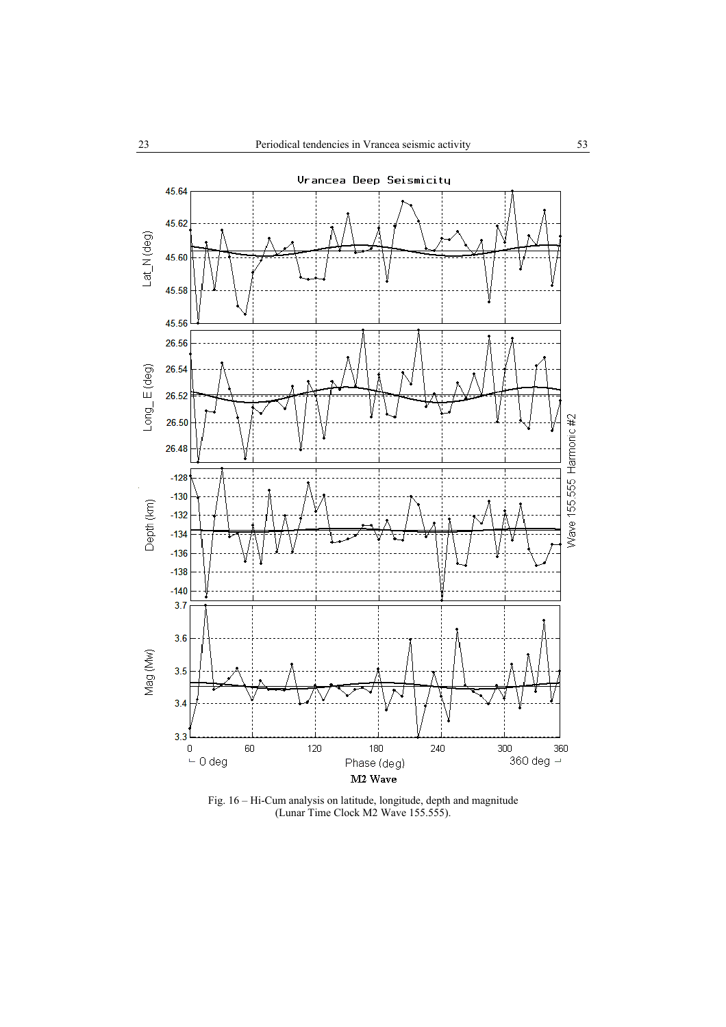Fig. 16 – Hi-Cum analysis on latitude, longitude, depth and magnitude (Lunar Time Clock M2 Wave 155.555).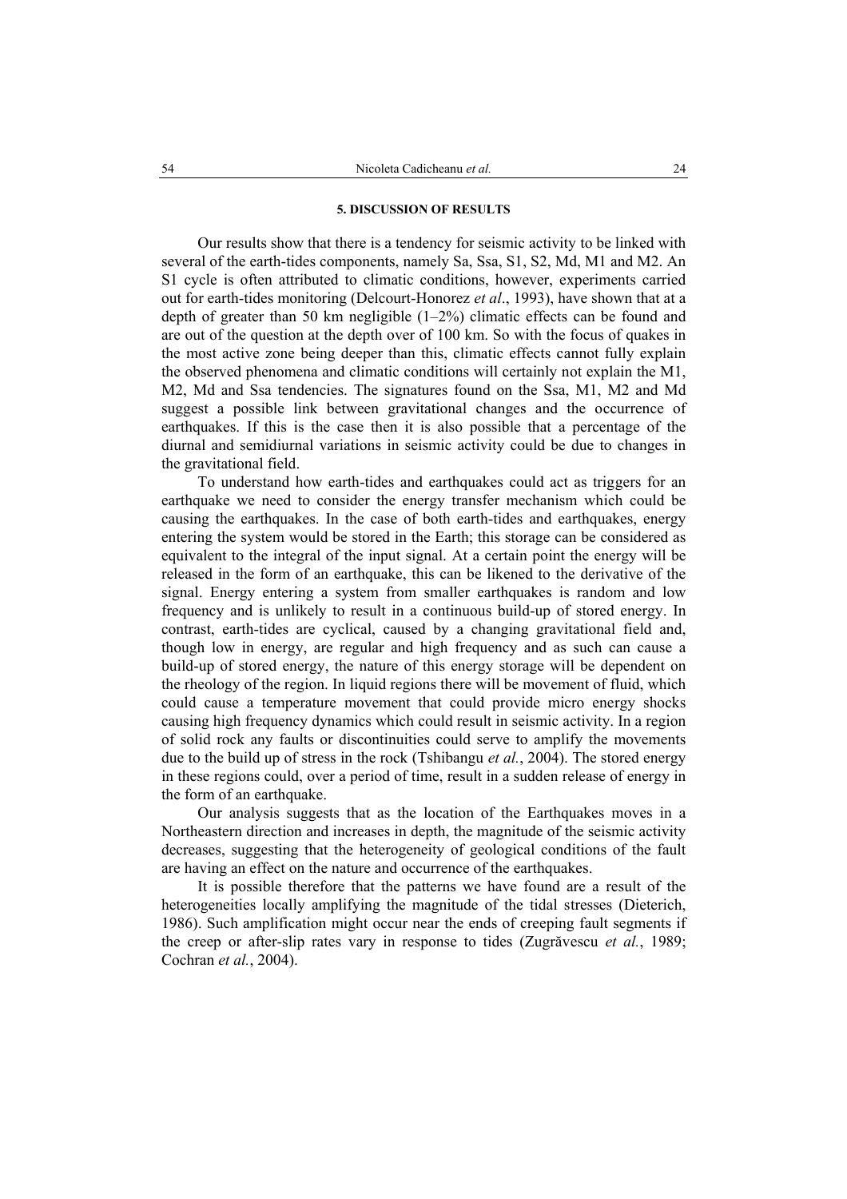## 5. DISCUSSION OF RESULTS

Our results show that there is a tendency for seismic activity to be linked with several of the earth-tides components, namely Sa, Ssa, S1, S2, Md, M1 and M2. An S1 cycle is often attributed to climatic conditions, however, experiments carried out for earth-tides monitoring (Delcourt-Honorez *et al*., 1993), have shown that at a depth of greater than 50 km negligible (1–2%) climatic effects can be found and are out of the question at the depth over of 100 km. So with the focus of quakes in the most active zone being deeper than this, climatic effects cannot fully explain the observed phenomena and climatic conditions will certainly not explain the M1, M2, Md and Ssa tendencies. The signatures found on the Ssa, M1, M2 and Md suggest a possible link between gravitational changes and the occurrence of earthquakes. If this is the case then it is also possible that a percentage of the diurnal and semidiurnal variations in seismic activity could be due to changes in the gravitational field.

To understand how earth-tides and earthquakes could act as triggers for an earthquake we need to consider the energy transfer mechanism which could be causing the earthquakes. In the case of both earth-tides and earthquakes, energy entering the system would be stored in the Earth; this storage can be considered as equivalent to the integral of the input signal. At a certain point the energy will be released in the form of an earthquake, this can be likened to the derivative of the signal. Energy entering a system from smaller earthquakes is random and low frequency and is unlikely to result in a continuous build-up of stored energy. In contrast, earth-tides are cyclical, caused by a changing gravitational field and, though low in energy, are regular and high frequency and as such can cause a build-up of stored energy, the nature of this energy storage will be dependent on the rheology of the region. In liquid regions there will be movement of fluid, which could cause a temperature movement that could provide micro energy shocks causing high frequency dynamics which could result in seismic activity. In a region of solid rock any faults or discontinuities could serve to amplify the movements due to the build up of stress in the rock (Tshibangu *et al.*, 2004). The stored energy in these regions could, over a period of time, result in a sudden release of energy in the form of an earthquake.

Our analysis suggests that as the location of the Earthquakes moves in a Northeastern direction and increases in depth, the magnitude of the seismic activity decreases, suggesting that the heterogeneity of geological conditions of the fault are having an effect on the nature and occurrence of the earthquakes.

It is possible therefore that the patterns we have found are a result of the heterogeneities locally amplifying the magnitude of the tidal stresses (Dieterich, 1986). Such amplification might occur near the ends of creeping fault segments if the creep or after-slip rates vary in response to tides (Zugrăvescu *et al.*, 1989; Cochran *et al.*, 2004).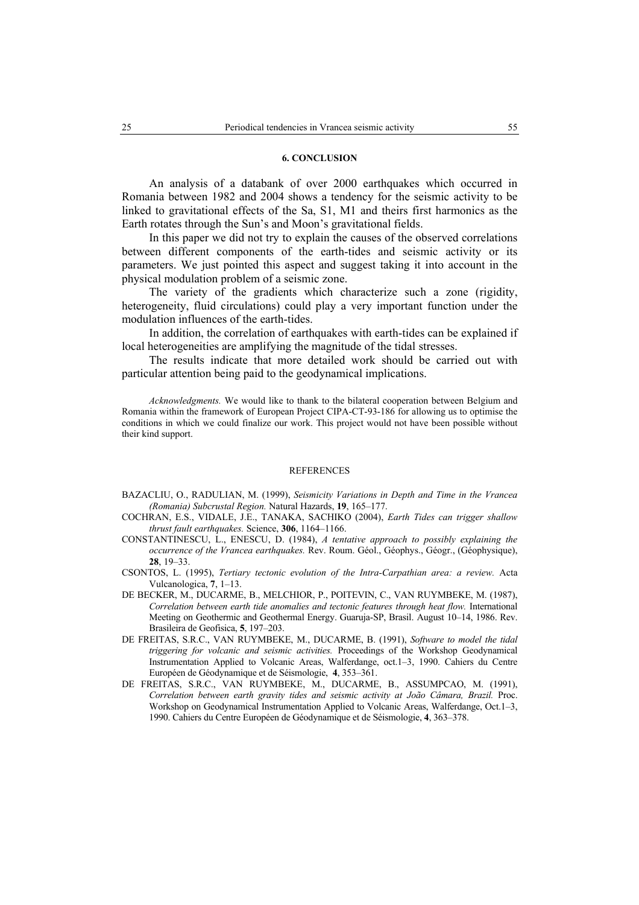## 6. CONCLUSION

An analysis of a databank of over 2000 earthquakes which occurred in Romania between 1982 and 2004 shows a tendency for the seismic activity to be linked to gravitational effects of the Sa, S1, M1 and theirs first harmonics as the Earth rotates through the Sun's and Moon's gravitational fields.

In this paper we did not try to explain the causes of the observed correlations between different components of the earth-tides and seismic activity or its parameters. We just pointed this aspect and suggest taking it into account in the physical modulation problem of a seismic zone.

The variety of the gradients which characterize such a zone (rigidity, heterogeneity, fluid circulations) could play a very important function under the modulation influences of the earth-tides.

In addition, the correlation of earthquakes with earth-tides can be explained if local heterogeneities are amplifying the magnitude of the tidal stresses.

The results indicate that more detailed work should be carried out with particular attention being paid to the geodynamical implications.

*Acknowledgments.* We would like to thank to the bilateral cooperation between Belgium and Romania within the framework of European Project CIPA-CT-93-186 for allowing us to optimise the conditions in which we could finalize our work. This project would not have been possible without their kind support.

## REFERENCES

BAZACLIU, O., RADULIAN, M. (1999), *Seismicity Variations in Depth and Time in the Vrancea (Romania) Subcrustal Region.* Natural Hazards, **19**, 165–177.

COCHRAN, E.S., VIDALE, J.E., TANAKA, SACHIKO (2004), *Earth Tides can trigger shallow thrust fault earthquakes.* Science, **306**, 1164–1166.

CONSTANTINESCU, L., ENESCU, D. (1984), *A tentative approach to possibly explaining the occurrence of the Vrancea earthquakes.* Rev. Roum. Géol., Géophys., Géogr., (Géophysique), **28**, 19–33.

CSONTOS, L. (1995), *Tertiary tectonic evolution of the Intra-Carpathian area: a review.* Acta Vulcanologica, **7**, 1–13.

DE BECKER, M., DUCARME, B., MELCHIOR, P., POITEVIN, C., VAN RUYMBEKE, M. (1987), *Correlation between earth tide anomalies and tectonic features through heat flow.* International Meeting on Geothermic and Geothermal Energy. Guaruja-SP, Brasil. August 10–14, 1986. Rev. Brasileira de Geofisica, **5**, 197–203.

DE FREITAS, S.R.C., VAN RUYMBEKE, M., DUCARME, B. (1991), *Software to model the tidal triggering for volcanic and seismic activities.* Proceedings of the Workshop Geodynamical Instrumentation Applied to Volcanic Areas, Walferdange, oct.1–3, 1990. Cahiers du Centre Européen de Géodynamique et de Séismologie, **4**, 353–361.

DE FREITAS, S.R.C., VAN RUYMBEKE, M., DUCARME, B., ASSUMPCAO, M. (1991), *Correlation between earth gravity tides and seismic activity at João Câmara, Brazil.* Proc. Workshop on Geodynamical Instrumentation Applied to Volcanic Areas, Walferdange, Oct.1–3, 1990. Cahiers du Centre Européen de Géodynamique et de Séismologie, **4**, 363–378.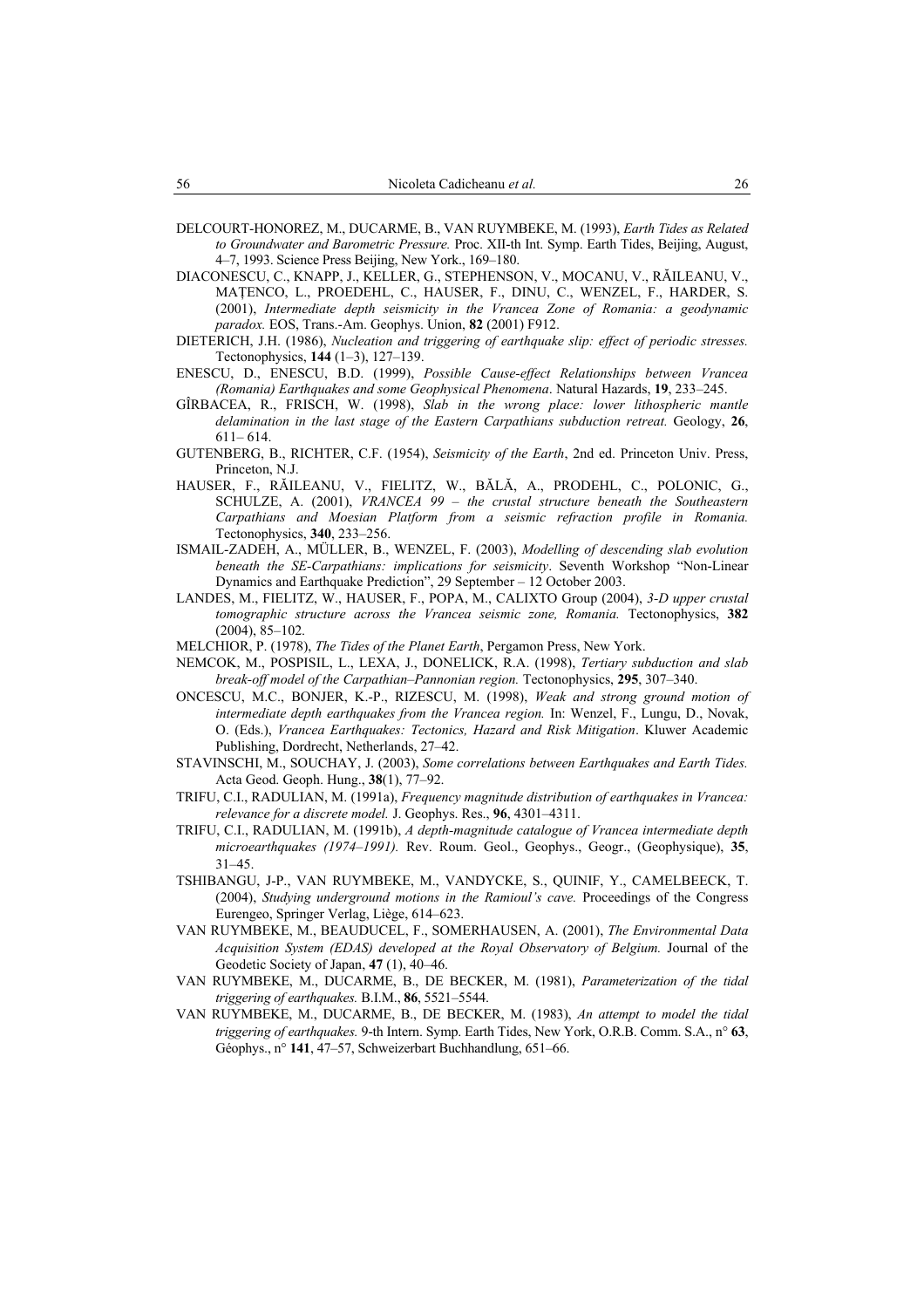DELCOURT-HONOREZ, M., DUCARME, B., VAN RUYMBEKE, M. (1993), *Earth Tides as Related to Groundwater and Barometric Pressure.* Proc. XII-th Int. Symp. Earth Tides, Beijing, August, 4–7, 1993. Science Press Beijing, New York., 169–180.

DIACONESCU, C., KNAPP, J., KELLER, G., STEPHENSON, V., MOCANU, V., RĂILEANU, V., MAȚENCO, L., PROEDEHL, C., HAUSER, F., DINU, C., WENZEL, F., HARDER, S. (2001), *Intermediate depth seismicity in the Vrancea Zone of Romania: a geodynamic paradox.* EOS, Trans.-Am. Geophys. Union, **82** (2001) F912.

DIETERICH, J.H. (1986), *Nucleation and triggering of earthquake slip: effect of periodic stresses.* Tectonophysics, **144** (1–3), 127–139.

ENESCU, D., ENESCU, B.D. (1999), *Possible Cause-effect Relationships between Vrancea (Romania) Earthquakes and some Geophysical Phenomena*. Natural Hazards, **19**, 233–245.

GÎRBACEA, R., FRISCH, W. (1998), *Slab in the wrong place: lower lithospheric mantle delamination in the last stage of the Eastern Carpathians subduction retreat.* Geology, **26**, 611– 614.

GUTENBERG, B., RICHTER, C.F. (1954), *Seismicity of the Earth*, 2nd ed. Princeton Univ. Press, Princeton, N.J.

HAUSER, F., RĂILEANU, V., FIELITZ, W., BĂLĂ, A., PRODEHL, C., POLONIC, G., SCHULZE, A. (2001), *VRANCEA 99 – the crustal structure beneath the Southeastern Carpathians and Moesian Platform from a seismic refraction profile in Romania.* Tectonophysics, **340**, 233–256.

ISMAIL-ZADEH, A., MÜLLER, B., WENZEL, F. (2003), *Modelling of descending slab evolution beneath the SE-Carpathians: implications for seismicity*. Seventh Workshop "Non-Linear Dynamics and Earthquake Prediction", 29 September – 12 October 2003.

LANDES, M., FIELITZ, W., HAUSER, F., POPA, M., CALIXTO Group (2004), *3-D upper crustal tomographic structure across the Vrancea seismic zone, Romania.* Tectonophysics, **382** (2004), 85–102.

MELCHIOR, P. (1978), *The Tides of the Planet Earth*, Pergamon Press, New York.

NEMCOK, M., POSPISIL, L., LEXA, J., DONELICK, R.A. (1998), *Tertiary subduction and slab break-off model of the Carpathian–Pannonian region.* Tectonophysics, **295**, 307–340.

ONCESCU, M.C., BONJER, K.-P., RIZESCU, M. (1998), *Weak and strong ground motion of intermediate depth earthquakes from the Vrancea region.* In: Wenzel, F., Lungu, D., Novak, O. (Eds.), *Vrancea Earthquakes: Tectonics, Hazard and Risk Mitigation*. Kluwer Academic Publishing, Dordrecht, Netherlands, 27–42.

STAVINSCHI, M., SOUCHAY, J. (2003), *Some correlations between Earthquakes and Earth Tides.* Acta Geod. Geoph. Hung., **38**(1), 77–92.

TRIFU, C.I., RADULIAN, M. (1991a), *Frequency magnitude distribution of earthquakes in Vrancea: relevance for a discrete model.* J. Geophys. Res., **96**, 4301–4311.

TRIFU, C.I., RADULIAN, M. (1991b), *A depth-magnitude catalogue of Vrancea intermediate depth microearthquakes (1974–1991).* Rev. Roum. Geol., Geophys., Geogr., (Geophysique), **35**, 31–45.

TSHIBANGU, J-P., VAN RUYMBEKE, M., VANDYCKE, S., QUINIF, Y., CAMELBEECK, T. (2004), *Studying underground motions in the Ramioul's cave.* Proceedings of the Congress Eurengeo, Springer Verlag, Liège, 614–623.

VAN RUYMBEKE, M., BEAUDUCEL, F., SOMERHAUSEN, A. (2001), *The Environmental Data Acquisition System (EDAS) developed at the Royal Observatory of Belgium.* Journal of the Geodetic Society of Japan, **47** (1), 40–46.

VAN RUYMBEKE, M., DUCARME, B., DE BECKER, M. (1981), *Parameterization of the tidal triggering of earthquakes.* B.I.M., **86**, 5521–5544.

VAN RUYMBEKE, M., DUCARME, B., DE BECKER, M. (1983), *An attempt to model the tidal triggering of earthquakes.* 9-th Intern. Symp. Earth Tides, New York, O.R.B. Comm. S.A., n° **63**, Géophys., n° **141**, 47–57, Schweizerbart Buchhandlung, 651–66.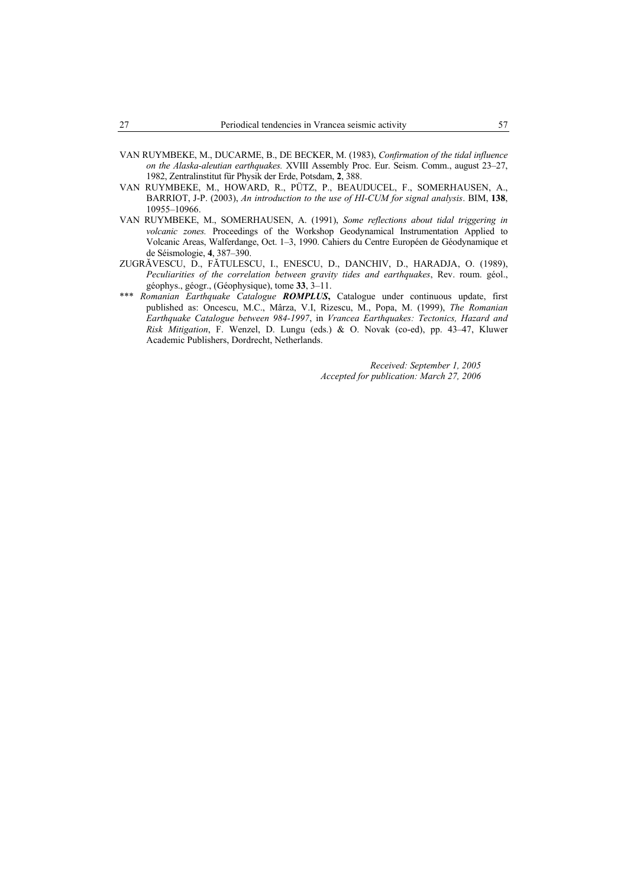VAN RUYMBEKE, M., DUCARME, B., DE BECKER, M. (1983), *Confirmation of the tidal influence on the Alaska-aleutian earthquakes.* XVIII Assembly Proc. Eur. Seism. Comm., august 23–27, 1982, Zentralinstitut für Physik der Erde, Potsdam, **2**, 388.

VAN RUYMBEKE, M., HOWARD, R., PÜTZ, P., BEAUDUCEL, F., SOMERHAUSEN, A., BARRIOT, J-P. (2003), *An introduction to the use of HI-CUM for signal analysis*. BIM, **138**, 10955–10966.

VAN RUYMBEKE, M., SOMERHAUSEN, A. (1991), *Some reflections about tidal triggering in volcanic zones.* Proceedings of the Workshop Geodynamical Instrumentation Applied to Volcanic Areas, Walferdange, Oct. 1–3, 1990. Cahiers du Centre Européen de Géodynamique et de Séismologie, **4**, 387–390.

ZUGRĂVESCU, D., FĂTULESCU, I., ENESCU, D., DANCHIV, D., HARADJA, O. (1989), *Peculiarities of the correlation between gravity tides and earthquakes*, Rev. roum. géol., géophys., géogr., (Géophysique), tome **33**, 3–11.

\*\*\* *Romanian Earthquake Catalogue* ***ROMPLUS*****,** Catalogue under continuous update, first published as: Oncescu, M.C., Mârza, V.I, Rizescu, M., Popa, M. (1999), *The Romanian Earthquake Catalogue between 984-1997*, in *Vrancea Earthquakes: Tectonics, Hazard and Risk Mitigation*, F. Wenzel, D. Lungu (eds.) & O. Novak (co-ed), pp. 43–47, Kluwer Academic Publishers, Dordrecht, Netherlands.

*Received: September 1, 2005*
*Accepted for publication: March 27, 2006*